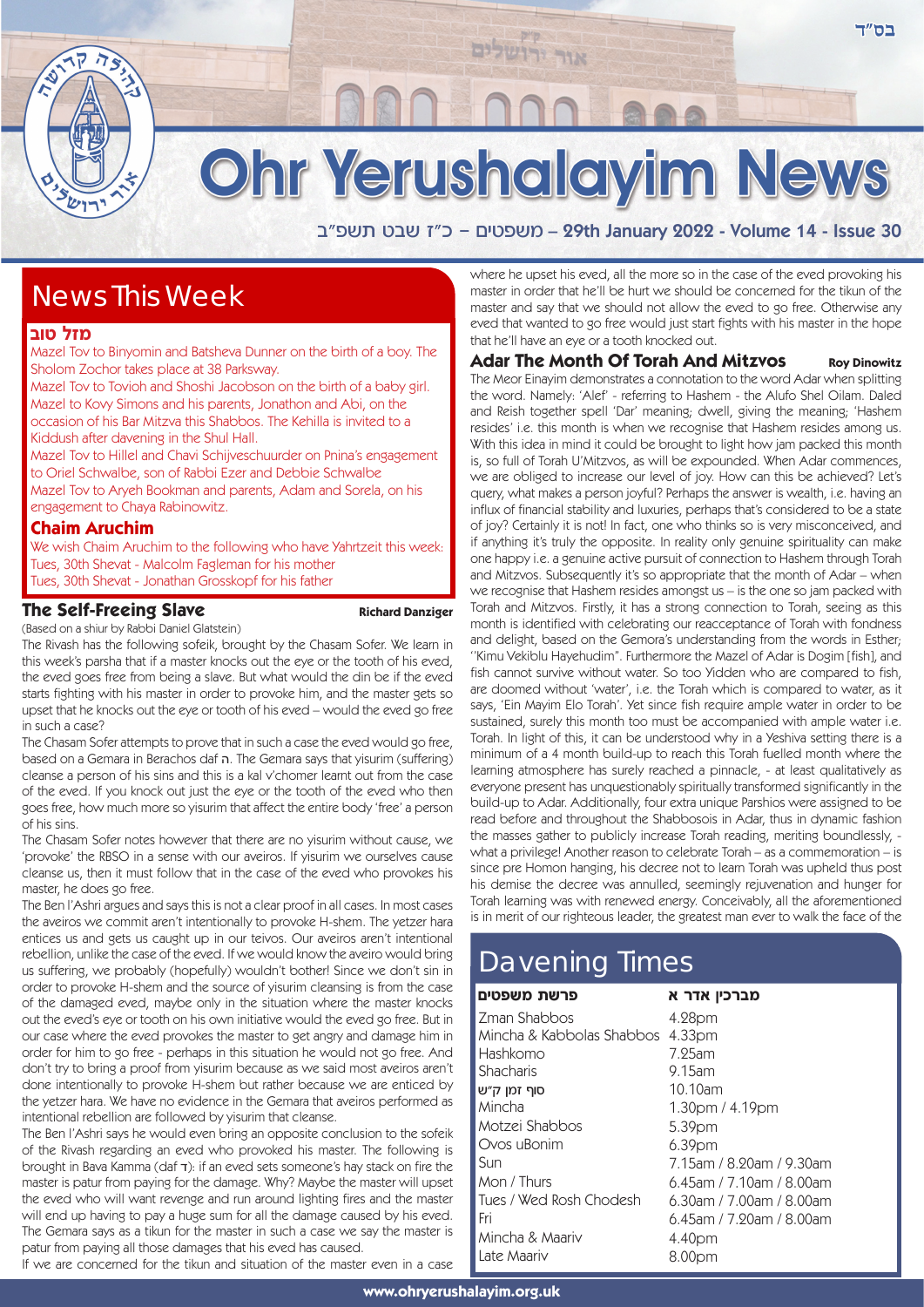בס"ד

# Ohr Yerushalayim News

משפטים – כ"ז שבט תשפ"ב – 29th January 2022 - Volume 14 - Issue 30

## News This Week

### מזל טוב

Mazel Tov to Binyomin and Batsheva Dunner on the birth of a boy. The Sholom Zochor takes place at 38 Parkway.

Mazel Tov to Tovioh and Shoshi Jacobson on the birth of a baby girl.

Mazel to Kovy Simons and his parents, Jonathon and Abi, on the occasion of his Bar Mitzva this Shabbos. The Kehilla is invited to a Kiddush after davening in the Shul Hall.

Mazel Tov to Hillel and Chavi Schijveschuurder on Pnina's engagement to Oriel Schwalbe, son of Rabbi Ezer and Debbie Schwalbe

Mazel Tov to Aryeh Bookman and parents, Adam and Sorela, on his engagement to Chaya Rabinowitz.

### Chaim Aruchim

We wish Chaim Aruchim to the following who have Yahrtzeit this week:

Tues, 30th Shevat - Malcolm Fagleman for his mother

Tues, 30th Shevat - Jonathan Grosskopf for his father

## The Self-Freeing Slave

**Richard Danziger**

(Based on a shiur by Rabbi Daniel Glatstein)

The Rivash has the following sofeik, brought by the Chasam Sofer. We learn in this week's parsha that if a master knocks out the eye or the tooth of his eved, the eved goes free from being a slave. But what would the din be if the eved starts fighting with his master in order to provoke him, and the master gets so upset that he knocks out the eye or tooth of his eved – would the eved go free in such a case?

The Chasam Sofer attempts to prove that in such a case the eved would go free, based on a Gemara in Berachos daf ה. The Gemara says that yisurim (suffering) cleanse a person of his sins and this is a kal v'chomer learnt out from the case of the eved. If you knock out just the eye or the tooth of the eved who then goes free, how much more so yisurim that affect the entire body 'free' a person of his sins.

The Chasam Sofer notes however that there are no yisurim without cause, we 'provoke' the RBSO in a sense with our aveiros. If yisurim we ourselves cause cleanse us, then it must follow that in the case of the eved who provokes his master, he does go free.

The Ben l'Ashri argues and says this is not a clear proof in all cases. In most cases the aveiros we commit aren't intentionally to provoke H-shem. The yetzer hara entices us and gets us caught up in our teivos. Our aveiros aren't intentional rebellion, unlike the case of the eved. If we would know the aveiro would bring us suffering, we probably (hopefully) wouldn't bother! Since we don't sin in order to provoke H-shem and the source of yisurim cleansing is from the case of the damaged eved, maybe only in the situation where the master knocks out the eved's eye or tooth on his own initiative would the eved go free. But in our case where the eved provokes the master to get angry and damage him in order for him to go free - perhaps in this situation he would not go free. And don't try to bring a proof from yisurim because as we said most aveiros aren't done intentionally to provoke H-shem but rather because we are enticed by the yetzer hara. We have no evidence in the Gemara that aveiros performed as intentional rebellion are followed by yisurim that cleanse.

The Ben l'Ashri says he would even bring an opposite conclusion to the sofeik of the Rivash regarding an eved who provoked his master. The following is brought in Bava Kamma (daf ד): if an eved sets someone's hay stack on fire the master is patur from paying for the damage. Why? Maybe the master will upset the eved who will want revenge and run around lighting fires and the master will end up having to pay a huge sum for all the damage caused by his eved. The Gemara says as a tikun for the master in such a case we say the master is patur from paying all those damages that his eved has caused.

If we are concerned for the tikun and situation of the master even in a case where he upset his eved, all the more so in the case of the eved provoking his master in order that he'll be hurt we should be concerned for the tikun of the master and say that we should not allow the eved to go free. Otherwise any eved that wanted to go free would just start fights with his master in the hope that he'll have an eye or a tooth knocked out.

## Adar The Month Of Torah And Mitzvos

**Roy Dinowitz**

The Meor Einayim demonstrates a connotation to the word Adar when splitting the word. Namely: 'Alef' - referring to Hashem - the Alufo Shel Oilam. Daled and Reish together spell 'Dar' meaning; dwell, giving the meaning; 'Hashem resides' i.e. this month is when we recognise that Hashem resides among us. With this idea in mind it could be brought to light how jam packed this month is, so full of Torah U'Mitzvos, as will be expounded. When Adar commences, we are obliged to increase our level of joy. How can this be achieved? Let's query, what makes a person joyful? Perhaps the answer is wealth, i.e. having an influx of financial stability and luxuries, perhaps that's considered to be a state of joy? Certainly it is not! In fact, one who thinks so is very misconceived, and if anything it's truly the opposite. In reality only genuine spirituality can make one happy i.e. a genuine active pursuit of connection to Hashem through Torah and Mitzvos. Subsequently it's so appropriate that the month of Adar – when we recognise that Hashem resides amongst us – is the one so jam packed with Torah and Mitzvos. Firstly, it has a strong connection to Torah, seeing as this month is identified with celebrating our reacceptance of Torah with fondness and delight, based on the Gemora's understanding from the words in Esther; "Kimu Vekiblu Hayehudim". Furthermore the Mazel of Adar is Dogim [fish], and fish cannot survive without water. So too Yidden who are compared to fish, are doomed without 'water', i.e. the Torah which is compared to water, as it says, 'Ein Mayim Elo Torah'. Yet since fish require ample water in order to be sustained, surely this month too must be accompanied with ample water i.e. Torah. In light of this, it can be understood why in a Yeshiva setting there is a minimum of a 4 month build-up to reach this Torah fuelled month where the learning atmosphere has surely reached a pinnacle, - at least qualitatively as everyone present has unquestionably spiritually transformed significantly in the build-up to Adar. Additionally, four extra unique Parshios were assigned to be read before and throughout the Shabbosois in Adar, thus in dynamic fashion the masses gather to publicly increase Torah reading, meriting boundlessly, - what a privilege! Another reason to celebrate Torah – as a commemoration – is since pre Homon hanging, his decree not to learn Torah was upheld thus post his demise the decree was annulled, seemingly rejuvenation and hunger for Torah learning was with renewed energy. Conceivably, all the aforementioned is in merit of our righteous leader, the greatest man ever to walk the face of the

## Davening Times

| פרשת משפטים | מברכין אדר א |
|---|---|
| Zman Shabbos | 4.28pm |
| Mincha & Kabbolas Shabbos | 4.33pm |
| Hashkomo | 7.25am |
| Shacharis | 9.15am |
| סוף זמן ק"ש | 10.10am |
| Mincha | 1.30pm / 4.19pm |
| Motzei Shabbos | 5.39pm |
| Ovos uBonim | 6.39pm |
| Sun | 7.15am / 8.20am / 9.30am |
| Mon / Thurs | 6.45am / 7.10am / 8.00am |
| Tues / Wed Rosh Chodesh | 6.30am / 7.00am / 8.00am |
| Fri | 6.45am / 7.20am / 8.00am |
| Mincha & Maariv | 4.40pm |
| Late Maariv | 8.00pm |

www.ohryerushalayim.org.uk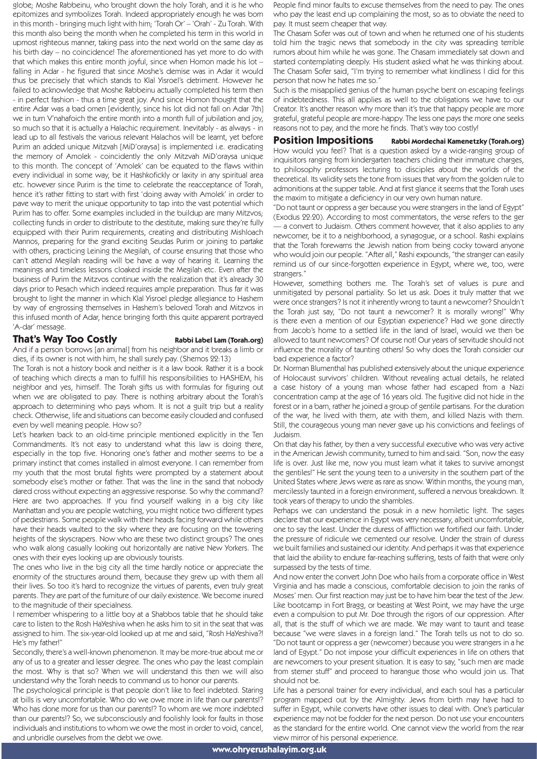globe; Moshe Rabbeinu, who brought down the holy Torah, and it is he who epitomizes and symbolizes Torah. Indeed appropriately enough he was born in this month - bringing much light with him; 'Torah Or' – 'Orah' - Zu Torah. With this month also being the month when he completed his term in this world in upmost righteous manner, taking pass into the next world on the same day as his birth day – no coincidence! The aforementioned has yet more to do with that which makes this entire month joyful, since when Homon made his lot – falling in Adar - he figured that since Moshe's demise was in Adar it would thus be precisely that which stands to Klal Yisroel's detriment. However he failed to acknowledge that Moshe Rabbeinu actually completed his term then - in perfect fashion - thus a time great joy. And since Homon thought that the entire Adar was a bad omen [evidently, since his lot did not fall on Adar 7th] we in turn V'nahafoich the entire month into a month full of jubilation and joy, so much so that it is actually a Halachic requirement. Inevitably - as always - in lead up to all festivals the various relevant Halachos will be learnt, yet before Purim an added unique Mitzvah [MiD'oraysa] is implemented i.e. eradicating the memory of Amolek - coincidently the only Mitzvah MiD'oraysa unique to this month. The concept of 'Amolek' can be equated to the flaws within every individual in some way, be it Hashkofickly or laxity in any spiritual area etc. however since Purim is the time to celebrate the reacceptance of Torah, hence it's rather fitting to start with first 'doing away with Amolek' in order to pave way to merit the unique opportunity to tap into the vast potential which Purim has to offer. Some examples included in the buildup are many Mitzvos; collecting funds in order to distribute to the destitute, making sure they're fully equipped with their Purim requirements, creating and distributing Mishloach Mannos, preparing for the grand exciting Seudas Purim or joining to partake with others, practicing Leining the Megilah, of course ensuring that those who can't attend Megilah reading will be have a way of hearing it. Learning the meanings and timeless lessons cloaked inside the Megilah etc. Even after the business of Purim the Mitzvos continue with the realization that it's already 30 days prior to Pesach which indeed requires ample preparation. Thus far it was brought to light the manner in which Klal Yisroel pledge allegiance to Hashem by way of engrossing themselves in Hashem's beloved Torah and Mitzvos in this infused month of Adar, hence bringing forth this quite apparent portrayed 'A-dar' message.

## That's Way Too Costly

**Rabbi Label Lam (Torah.org)**

And if a person borrows [an animal] from his neighbor and it breaks a limb or dies, if its owner is not with him, he shall surely pay. (Shemos 22:13)

The Torah is not a history book and neither is it a law book. Rather it is a book of teaching which directs a man to fulfill his responsibilities to HASHEM, his neighbor and yes, himself. The Torah gifts us with formulas for figuring out when we are obligated to pay. There is nothing arbitrary about the Torah's approach to determining who pays whom. It is not a guilt trip but a reality check. Otherwise, life and situations can become easily clouded and confused even by well meaning people. How so?

Let's hearken back to an old-time principle mentioned explicitly in the Ten Commandments. It's not easy to understand what this law is doing there, especially in the top five. Honoring one's father and mother seems to be a primary instinct that comes installed in almost everyone. I can remember from my youth that the most brutal fights were prompted by a statement about somebody else's mother or father. That was the line in the sand that nobody dared cross without expecting an aggressive response. So why the command? Here are two approaches. If you find yourself walking in a big city like Manhattan and you are people watching, you might notice two different types of pedestrians. Some people walk with their heads facing forward while others have their heads vaulted to the sky where they are focusing on the towering heights of the skyscrapers. Now who are these two distinct groups? The ones who walk along casually looking out horizontally are native New Yorkers. The ones with their eyes looking up are obviously tourists.

The ones who live in the big city all the time hardly notice or appreciate the enormity of the structures around them, because they grew up with them all their lives. So too it's hard to recognize the virtues of parents, even truly great parents. They are part of the furniture of our daily existence. We become inured to the magnitude of their specialness.

I remember whispering to a little boy at a Shabbos table that he should take care to listen to the Rosh HaYeshiva when he asks him to sit in the seat that was assigned to him. The six-year-old looked up at me and said, "Rosh HaYeshiva?! He's my father!"

Secondly, there's a well-known phenomenon. It may be more-true about me or any of us to a greater and lesser degree. The ones who pay the least complain the most. Why is that so? When we will understand this then we will also understand why the Torah needs to command us to honor our parents.

The psychological principle is that people don't like to feel indebted. Staring at bills is very uncomfortable. Who do we owe more in life than our parents!? Who has done more for us than our parents!? To whom are we more indebted than our parents!? So, we subconsciously and foolishly look for faults in those individuals and institutions to whom we owe the most in order to void, cancel, and unbridle ourselves from the debt we owe.

People find minor faults to excuse themselves from the need to pay. The ones who pay the least end up complaining the most, so as to obviate the need to pay. It must seem cheaper that way.

The Chasam Sofer was out of town and when he returned one of his students told him the tragic news that somebody in the city was spreading terrible rumors about him while he was gone. The Chasam immediately sat down and started contemplating deeply. His student asked what he was thinking about. The Chasam Sofer said, "I'm trying to remember what kindliness I did for this person that now he hates me so."

Such is the misapplied genius of the human psyche bent on escaping feelings of indebtedness. This all applies as well to the obligations we have to our Creator. It's another reason why more than it's true that happy people are more grateful, grateful people are more-happy. The less one pays the more one seeks reasons not to pay, and the more he finds. That's way too costly!

## Position Impositions

**Rabbi Mordechai Kamenetzky (Torah.org)**

How would you feel? That is a question asked by a wide-ranging group of inquisitors ranging from kindergarten teachers chiding their immature charges, to philosophy professors lecturing to disciples about the worlds of the theoretical. Its validity sets the tone from issues that vary from the golden rule to admonitions at the supper table. And at first glance it seems that the Torah uses the maxim to mitigate a deficiency in our very own human nature.

"Do not taunt or oppress a ger because you were strangers in the land of Egypt" (Exodus 22:20). According to most commentators, the verse refers to the ger — a convert to Judaism. Others comment however, that it also applies to any newcomer, be it to a neighborhood, a synagogue, or a school. Rashi explains that the Torah forewarns the Jewish nation from being cocky toward anyone who would join our people. "After all," Rashi expounds, "the stranger can easily remind us of our since-forgotten experience in Egypt, where we, too, were strangers."

However, something bothers me. The Torah's set of values is pure and unmitigated by personal partiality. So let us ask. Does it truly matter that we were once strangers? Is not it inherently wrong to taunt a newcomer? Shouldn't the Torah just say, "Do not taunt a newcomer? It is morally wrong!" Why is there even a mention of our Egyptian experience? Had we gone directly from Jacob's home to a settled life in the land of Israel, would we then be allowed to taunt newcomers? Of course not! Our years of servitude should not influence the morality of taunting others! So why does the Torah consider our bad experience a factor?

Dr. Norman Blumenthal has published extensively about the unique experience of Holocaust survivors' children. Without revealing actual details, he related a case history of a young man whose father had escaped from a Nazi concentration camp at the age of 16 years old. The fugitive did not hide in the forest or in a barn, rather he joined a group of gentile partisans. For the duration of the war, he lived with them, ate with them, and killed Nazis with them. Still, the courageous young man never gave up his convictions and feelings of Judaism.

On that day his father, by then a very successful executive who was very active in the American Jewish community, turned to him and said. "Son, now the easy life is over. Just like me, now you must learn what it takes to survive amongst the gentiles!" He sent the young teen to a university in the southern part of the United States where Jews were as rare as snow. Within months, the young man, mercilessly taunted in a foreign environment, suffered a nervous breakdown. It took years of therapy to undo the shambles.

Perhaps we can understand the posuk in a new homiletic light. The sages declare that our experience in Egypt was very necessary, albeit uncomfortable, one to say the least. Under the duress of affliction we fortified our faith. Under the pressure of ridicule we cemented our resolve. Under the strain of duress we built families and sustained our identity. And perhaps it was that experience that laid the ability to endure far-reaching suffering, tests of faith that were only surpassed by the tests of time.

And now enter the convert John Doe who hails from a corporate office in West Virginia and has made a conscious, comfortable decision to join the ranks of Moses' men. Our first reaction may just be to have him bear the test of the Jew. Like bootcamp in Fort Bragg, or beasting at West Point, we may have the urge even a compulsion to put Mr. Doe through the rigors of our oppression. After all, that is the stuff of which we are made. We may want to taunt and tease because "we were slaves in a foreign land." The Torah tells us not to do so. "Do not taunt or oppress a ger (newcomer) because you were strangers in a he land of Egypt." Do not impose your difficult experiences in life on others that are newcomers to your present situation. It is easy to say, "such men are made from sterner stuff" and proceed to harangue those who would join us. That should not be.

Life has a personal trainer for every individual, and each soul has a particular program mapped out by the Almighty. Jews from birth may have had to suffer in Egypt, while converts have other issues to deal with. One's particular experience may not be fodder for the next person. Do not use your encounters as the standard for the entire world. One cannot view the world from the rear view mirror of his personal experience.

www.ohryerushalayim.org.uk